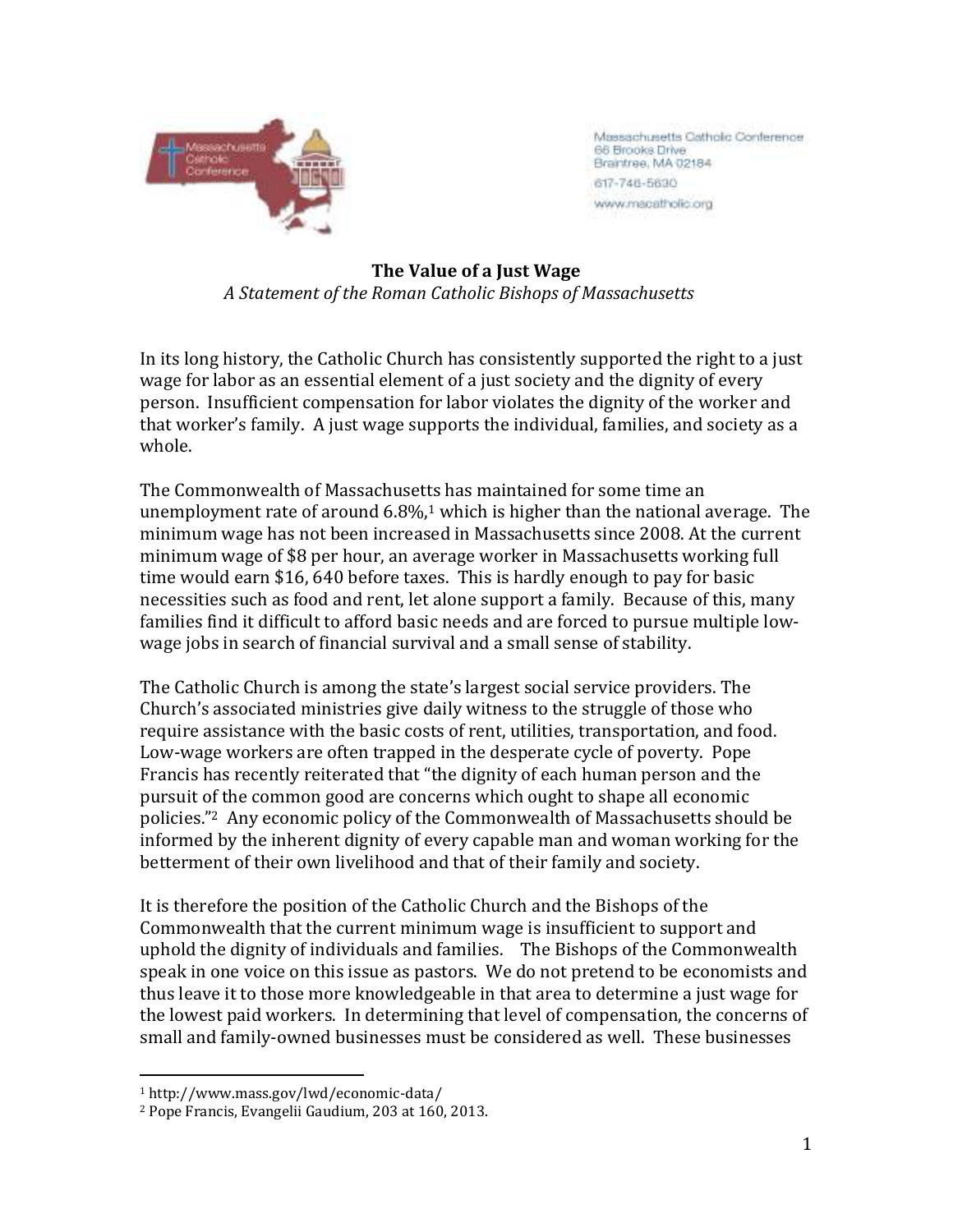Massachusetts Catholic Conference
66 Brooks Drive
Braintree, MA 02184
617-746-5630
www.macatholic.org

**The Value of a Just Wage**
*A Statement of the Roman Catholic Bishops of Massachusetts*

In its long history, the Catholic Church has consistently supported the right to a just wage for labor as an essential element of a just society and the dignity of every person. Insufficient compensation for labor violates the dignity of the worker and that worker's family. A just wage supports the individual, families, and society as a whole.

The Commonwealth of Massachusetts has maintained for some time an unemployment rate of around 6.8%,[1] which is higher than the national average. The minimum wage has not been increased in Massachusetts since 2008. At the current minimum wage of $8 per hour, an average worker in Massachusetts working full time would earn $16, 640 before taxes. This is hardly enough to pay for basic necessities such as food and rent, let alone support a family. Because of this, many families find it difficult to afford basic needs and are forced to pursue multiple low-wage jobs in search of financial survival and a small sense of stability.

The Catholic Church is among the state's largest social service providers. The Church's associated ministries give daily witness to the struggle of those who require assistance with the basic costs of rent, utilities, transportation, and food. Low-wage workers are often trapped in the desperate cycle of poverty. Pope Francis has recently reiterated that "the dignity of each human person and the pursuit of the common good are concerns which ought to shape all economic policies."[2] Any economic policy of the Commonwealth of Massachusetts should be informed by the inherent dignity of every capable man and woman working for the betterment of their own livelihood and that of their family and society.

It is therefore the position of the Catholic Church and the Bishops of the Commonwealth that the current minimum wage is insufficient to support and uphold the dignity of individuals and families. The Bishops of the Commonwealth speak in one voice on this issue as pastors. We do not pretend to be economists and thus leave it to those more knowledgeable in that area to determine a just wage for the lowest paid workers. In determining that level of compensation, the concerns of small and family-owned businesses must be considered as well. These businesses

---

[1] http://www.mass.gov/lwd/economic-data/

[2] Pope Francis, Evangelii Gaudium, 203 at 160, 2013.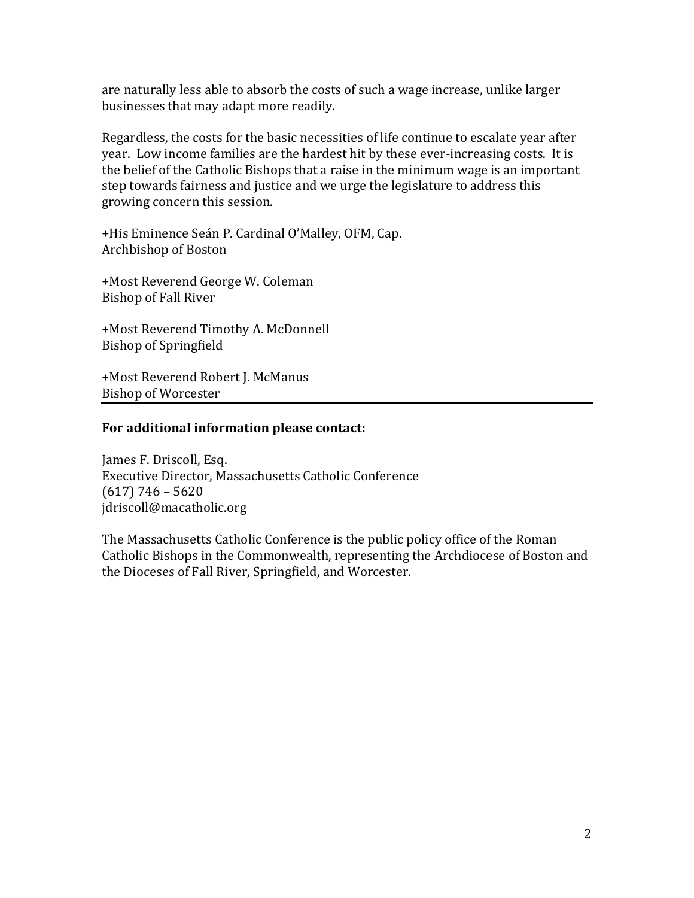are naturally less able to absorb the costs of such a wage increase, unlike larger businesses that may adapt more readily.

Regardless, the costs for the basic necessities of life continue to escalate year after year. Low income families are the hardest hit by these ever-increasing costs. It is the belief of the Catholic Bishops that a raise in the minimum wage is an important step towards fairness and justice and we urge the legislature to address this growing concern this session.

+His Eminence Seán P. Cardinal O'Malley, OFM, Cap.
Archbishop of Boston

+Most Reverend George W. Coleman
Bishop of Fall River

+Most Reverend Timothy A. McDonnell
Bishop of Springfield

+Most Reverend Robert J. McManus
Bishop of Worcester

---

**For additional information please contact:**

James F. Driscoll, Esq.
Executive Director, Massachusetts Catholic Conference
(617) 746 – 5620
jdriscoll@macatholic.org

The Massachusetts Catholic Conference is the public policy office of the Roman Catholic Bishops in the Commonwealth, representing the Archdiocese of Boston and the Dioceses of Fall River, Springfield, and Worcester.